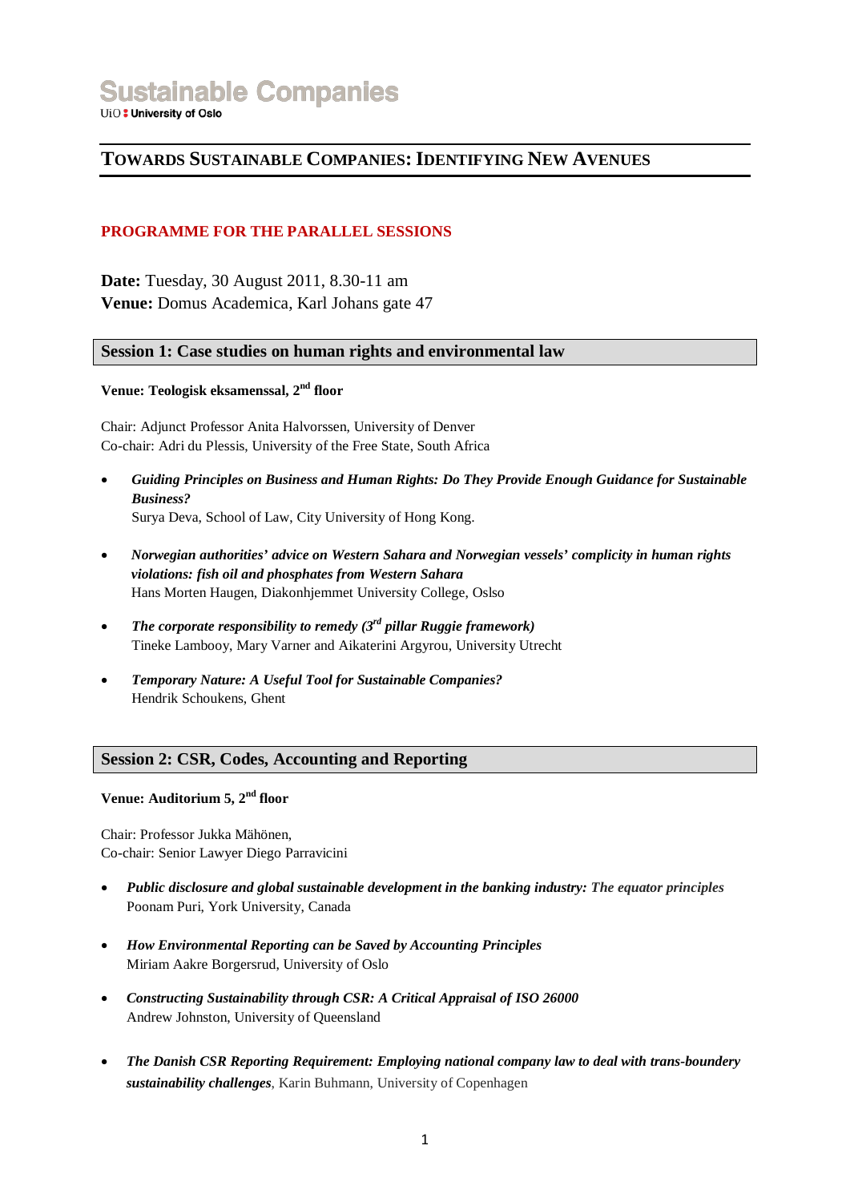# Sustainable Companies

UiO : University of Oslo

## TOWARDS SUSTAINABLE COMPANIES: IDENTIFYING NEW AVENUES

### PROGRAMME FOR THE PARALLEL SESSIONS

**Date:** Tuesday, 30 August 2011, 8.30-11 am
**Venue:** Domus Academica, Karl Johans gate 47

## Session 1: Case studies on human rights and environmental law

**Venue: Teologisk eksamenssal, 2nd floor**

Chair: Adjunct Professor Anita Halvorssen, University of Denver
Co-chair: Adri du Plessis, University of the Free State, South Africa

- ***Guiding Principles on Business and Human Rights: Do They Provide Enough Guidance for Sustainable Business?***
  Surya Deva, School of Law, City University of Hong Kong.

- ***Norwegian authorities' advice on Western Sahara and Norwegian vessels' complicity in human rights violations: fish oil and phosphates from Western Sahara***
  Hans Morten Haugen, Diakonhjemmet University College, Oslso

- ***The corporate responsibility to remedy (3rd pillar Ruggie framework)***
  Tineke Lambooy, Mary Varner and Aikaterini Argyrou, University Utrecht

- ***Temporary Nature: A Useful Tool for Sustainable Companies?***
  Hendrik Schoukens, Ghent

## Session 2: CSR, Codes, Accounting and Reporting

**Venue: Auditorium 5, 2nd floor**

Chair: Professor Jukka Mähönen,
Co-chair: Senior Lawyer Diego Parravicini

- ***Public disclosure and global sustainable development in the banking industry:*** *The equator principles*
  Poonam Puri, York University, Canada

- ***How Environmental Reporting can be Saved by Accounting Principles***
  Miriam Aakre Borgersrud, University of Oslo

- ***Constructing Sustainability through CSR: A Critical Appraisal of ISO 26000***
  Andrew Johnston, University of Queensland

- ***The Danish CSR Reporting Requirement: Employing national company law to deal with trans-boundery sustainability challenges***, Karin Buhmann, University of Copenhagen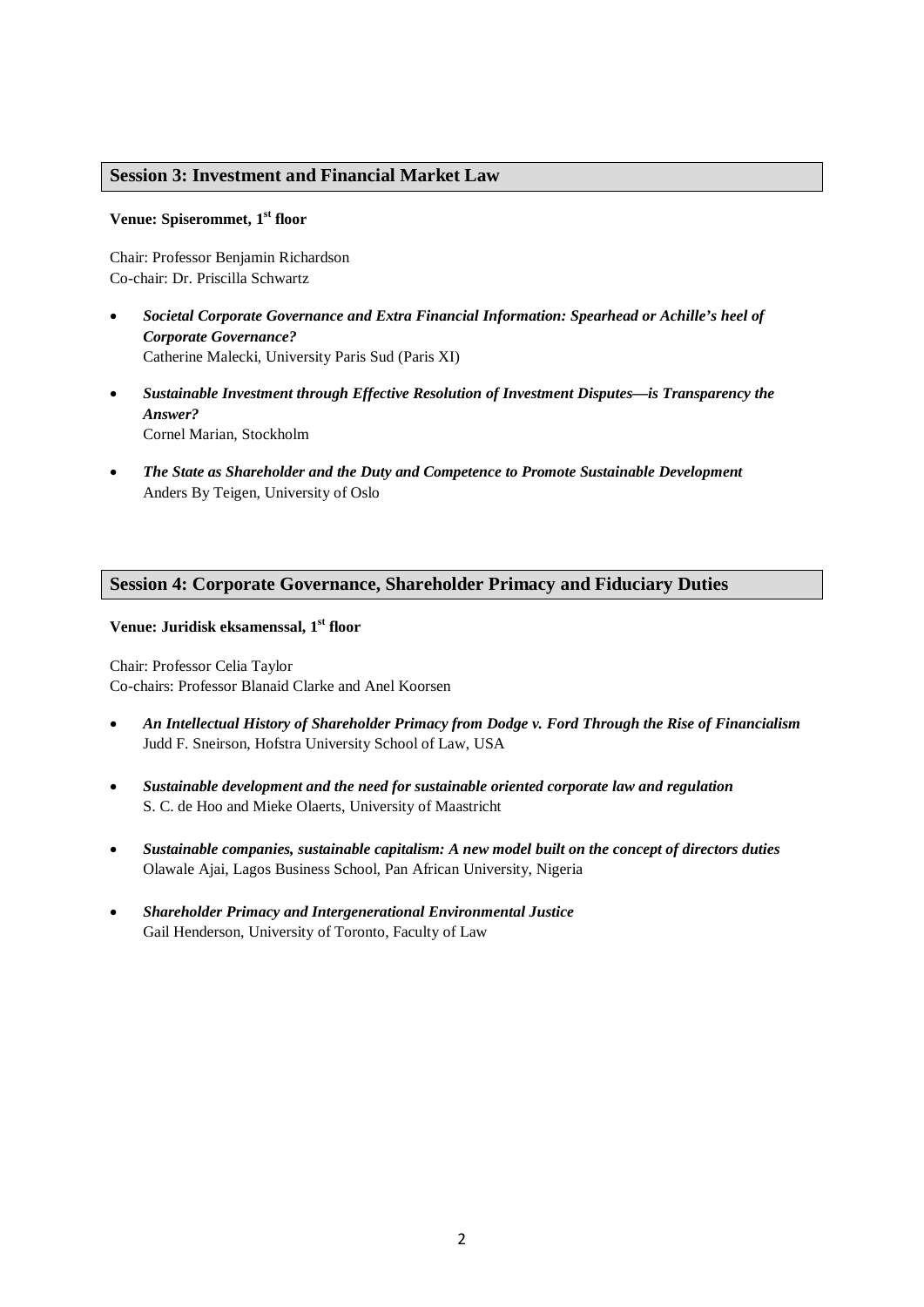## Session 3: Investment and Financial Market Law

**Venue: Spiserommet, 1st floor**

Chair: Professor Benjamin Richardson
Co-chair: Dr. Priscilla Schwartz

- ***Societal Corporate Governance and Extra Financial Information: Spearhead or Achille's heel of Corporate Governance?***
  Catherine Malecki, University Paris Sud (Paris XI)

- ***Sustainable Investment through Effective Resolution of Investment Disputes—is Transparency the Answer?***
  Cornel Marian, Stockholm

- ***The State as Shareholder and the Duty and Competence to Promote Sustainable Development***
  Anders By Teigen, University of Oslo

## Session 4: Corporate Governance, Shareholder Primacy and Fiduciary Duties

**Venue: Juridisk eksamenssal, 1st floor**

Chair: Professor Celia Taylor
Co-chairs: Professor Blanaid Clarke and Anel Koorsen

- ***An Intellectual History of Shareholder Primacy from Dodge v. Ford Through the Rise of Financialism***
  Judd F. Sneirson, Hofstra University School of Law, USA

- ***Sustainable development and the need for sustainable oriented corporate law and regulation***
  S. C. de Hoo and Mieke Olaerts, University of Maastricht

- ***Sustainable companies, sustainable capitalism: A new model built on the concept of directors duties***
  Olawale Ajai, Lagos Business School, Pan African University, Nigeria

- ***Shareholder Primacy and Intergenerational Environmental Justice***
  Gail Henderson, University of Toronto, Faculty of Law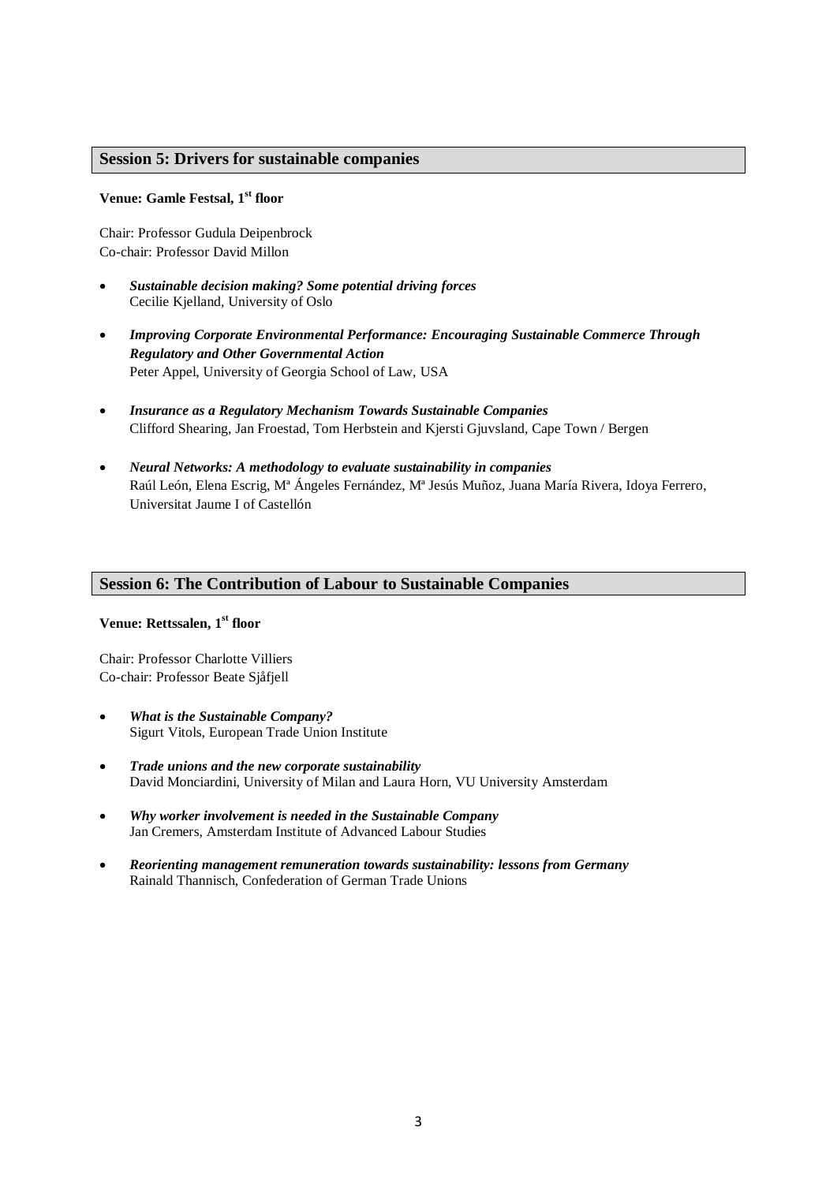## Session 5: Drivers for sustainable companies

**Venue: Gamle Festsal, 1st floor**

Chair: Professor Gudula Deipenbrock
Co-chair: Professor David Millon

- ***Sustainable decision making? Some potential driving forces***
  Cecilie Kjelland, University of Oslo
- ***Improving Corporate Environmental Performance: Encouraging Sustainable Commerce Through Regulatory and Other Governmental Action***
  Peter Appel, University of Georgia School of Law, USA
- ***Insurance as a Regulatory Mechanism Towards Sustainable Companies***
  Clifford Shearing, Jan Froestad, Tom Herbstein and Kjersti Gjuvsland, Cape Town / Bergen
- ***Neural Networks: A methodology to evaluate sustainability in companies***
  Raúl León, Elena Escrig, Mª Ángeles Fernández, Mª Jesús Muñoz, Juana María Rivera, Idoya Ferrero, Universitat Jaume I of Castellón

## Session 6: The Contribution of Labour to Sustainable Companies

**Venue: Rettssalen, 1st floor**

Chair: Professor Charlotte Villiers
Co-chair: Professor Beate Sjåfjell

- ***What is the Sustainable Company?***
  Sigurt Vitols, European Trade Union Institute
- ***Trade unions and the new corporate sustainability***
  David Monciardini, University of Milan and Laura Horn, VU University Amsterdam
- ***Why worker involvement is needed in the Sustainable Company***
  Jan Cremers, Amsterdam Institute of Advanced Labour Studies
- ***Reorienting management remuneration towards sustainability: lessons from Germany***
  Rainald Thannisch, Confederation of German Trade Unions